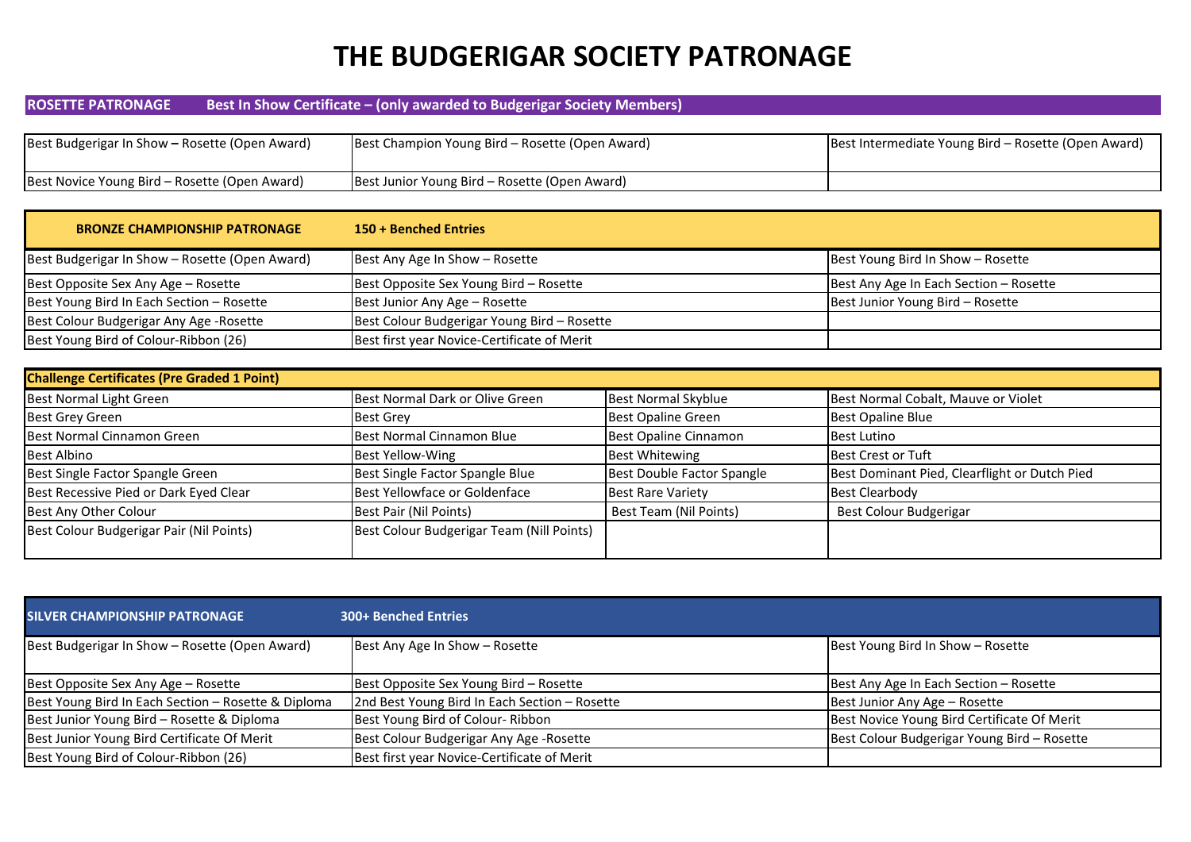# THE BUDGERIGAR SOCIETY PATRONAGE

| ROSETTE PATRONAGE | Best In Show Certificate – (only awarded to Budgerigar Society Members) | |
|---|---|---|
| Best Budgerigar In Show – Rosette (Open Award) | Best Champion Young Bird – Rosette (Open Award) | Best Intermediate Young Bird – Rosette (Open Award) |
| Best Novice Young Bird – Rosette (Open Award) | Best Junior Young Bird – Rosette (Open Award) | |

| BRONZE CHAMPIONSHIP PATRONAGE | 150 + Benched Entries | |
|---|---|---|
| Best Budgerigar In Show – Rosette (Open Award) | Best Any Age In Show – Rosette | Best Young Bird In Show – Rosette |
| Best Opposite Sex Any Age – Rosette | Best Opposite Sex Young Bird – Rosette | Best Any Age In Each Section – Rosette |
| Best Young Bird In Each Section – Rosette | Best Junior Any Age – Rosette | Best Junior Young Bird – Rosette |
| Best Colour Budgerigar Any Age -Rosette | Best Colour Budgerigar Young Bird – Rosette | |
| Best Young Bird of Colour-Ribbon (26) | Best first year Novice-Certificate of Merit | |

| Challenge Certificates (Pre Graded 1 Point) | | | |
|---|---|---|---|
| Best Normal Light Green | Best Normal Dark or Olive Green | Best Normal Skyblue | Best Normal Cobalt, Mauve or Violet |
| Best Grey Green | Best Grey | Best Opaline Green | Best Opaline Blue |
| Best Normal Cinnamon Green | Best Normal Cinnamon Blue | Best Opaline Cinnamon | Best Lutino |
| Best Albino | Best Yellow-Wing | Best Whitewing | Best Crest or Tuft |
| Best Single Factor Spangle Green | Best Single Factor Spangle Blue | Best Double Factor Spangle | Best Dominant Pied, Clearflight or Dutch Pied |
| Best Recessive Pied or Dark Eyed Clear | Best Yellowface or Goldenface | Best Rare Variety | Best Clearbody |
| Best Any Other Colour | Best Pair (Nil Points) | Best Team (Nil Points) | Best Colour Budgerigar |
| Best Colour Budgerigar Pair (Nil Points) | Best Colour Budgerigar Team (Nill Points) | | |

| SILVER CHAMPIONSHIP PATRONAGE | 300+ Benched Entries | |
|---|---|---|
| Best Budgerigar In Show – Rosette (Open Award) | Best Any Age In Show – Rosette | Best Young Bird In Show – Rosette |
| Best Opposite Sex Any Age – Rosette | Best Opposite Sex Young Bird – Rosette | Best Any Age In Each Section – Rosette |
| Best Young Bird In Each Section – Rosette & Diploma | 2nd Best Young Bird In Each Section – Rosette | Best Junior Any Age – Rosette |
| Best Junior Young Bird – Rosette & Diploma | Best Young Bird of Colour- Ribbon | Best Novice Young Bird Certificate Of Merit |
| Best Junior Young Bird Certificate Of Merit | Best Colour Budgerigar Any Age -Rosette | Best Colour Budgerigar Young Bird – Rosette |
| Best Young Bird of Colour-Ribbon (26) | Best first year Novice-Certificate of Merit | |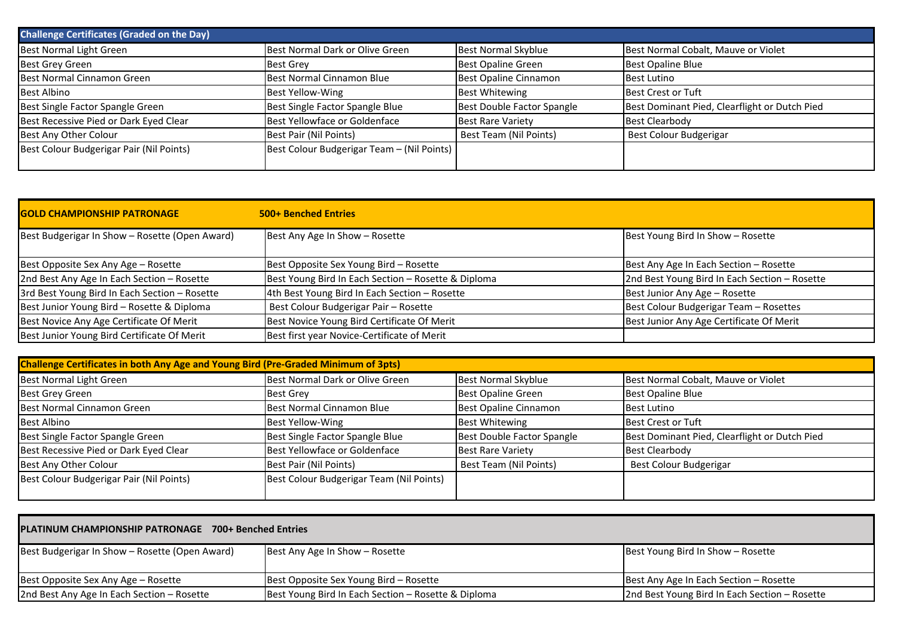| Challenge Certificates (Graded on the Day) | | | |
|---|---|---|---|
| Best Normal Light Green | Best Normal Dark or Olive Green | Best Normal Skyblue | Best Normal Cobalt, Mauve or Violet |
| Best Grey Green | Best Grey | Best Opaline Green | Best Opaline Blue |
| Best Normal Cinnamon Green | Best Normal Cinnamon Blue | Best Opaline Cinnamon | Best Lutino |
| Best Albino | Best Yellow-Wing | Best Whitewing | Best Crest or Tuft |
| Best Single Factor Spangle Green | Best Single Factor Spangle Blue | Best Double Factor Spangle | Best Dominant Pied, Clearflight or Dutch Pied |
| Best Recessive Pied or Dark Eyed Clear | Best Yellowface or Goldenface | Best Rare Variety | Best Clearbody |
| Best Any Other Colour | Best Pair (Nil Points) | Best Team (Nil Points) | Best Colour Budgerigar |
| Best Colour Budgerigar Pair (Nil Points) | Best Colour Budgerigar Team – (Nil Points) | | |

| GOLD CHAMPIONSHIP PATRONAGE | 500+ Benched Entries | |
|---|---|---|
| Best Budgerigar In Show – Rosette (Open Award) | Best Any Age In Show – Rosette | Best Young Bird In Show – Rosette |
| Best Opposite Sex Any Age – Rosette | Best Opposite Sex Young Bird – Rosette | Best Any Age In Each Section – Rosette |
| 2nd Best Any Age In Each Section – Rosette | Best Young Bird In Each Section – Rosette & Diploma | 2nd Best Young Bird In Each Section – Rosette |
| 3rd Best Young Bird In Each Section – Rosette | 4th Best Young Bird In Each Section – Rosette | Best Junior Any Age – Rosette |
| Best Junior Young Bird – Rosette & Diploma | Best Colour Budgerigar Pair – Rosette | Best Colour Budgerigar Team – Rosettes |
| Best Novice Any Age Certificate Of Merit | Best Novice Young Bird Certificate Of Merit | Best Junior Any Age Certificate Of Merit |
| Best Junior Young Bird Certificate Of Merit | Best first year Novice-Certificate of Merit | |

| Challenge Certificates in both Any Age and Young Bird (Pre-Graded Minimum of 3pts) | | | |
|---|---|---|---|
| Best Normal Light Green | Best Normal Dark or Olive Green | Best Normal Skyblue | Best Normal Cobalt, Mauve or Violet |
| Best Grey Green | Best Grey | Best Opaline Green | Best Opaline Blue |
| Best Normal Cinnamon Green | Best Normal Cinnamon Blue | Best Opaline Cinnamon | Best Lutino |
| Best Albino | Best Yellow-Wing | Best Whitewing | Best Crest or Tuft |
| Best Single Factor Spangle Green | Best Single Factor Spangle Blue | Best Double Factor Spangle | Best Dominant Pied, Clearflight or Dutch Pied |
| Best Recessive Pied or Dark Eyed Clear | Best Yellowface or Goldenface | Best Rare Variety | Best Clearbody |
| Best Any Other Colour | Best Pair (Nil Points) | Best Team (Nil Points) | Best Colour Budgerigar |
| Best Colour Budgerigar Pair (Nil Points) | Best Colour Budgerigar Team (Nil Points) | | |

| PLATINUM CHAMPIONSHIP PATRONAGE 700+ Benched Entries | | |
|---|---|---|
| Best Budgerigar In Show – Rosette (Open Award) | Best Any Age In Show – Rosette | Best Young Bird In Show – Rosette |
| Best Opposite Sex Any Age – Rosette | Best Opposite Sex Young Bird – Rosette | Best Any Age In Each Section – Rosette |
| 2nd Best Any Age In Each Section – Rosette | Best Young Bird In Each Section – Rosette & Diploma | 2nd Best Young Bird In Each Section – Rosette |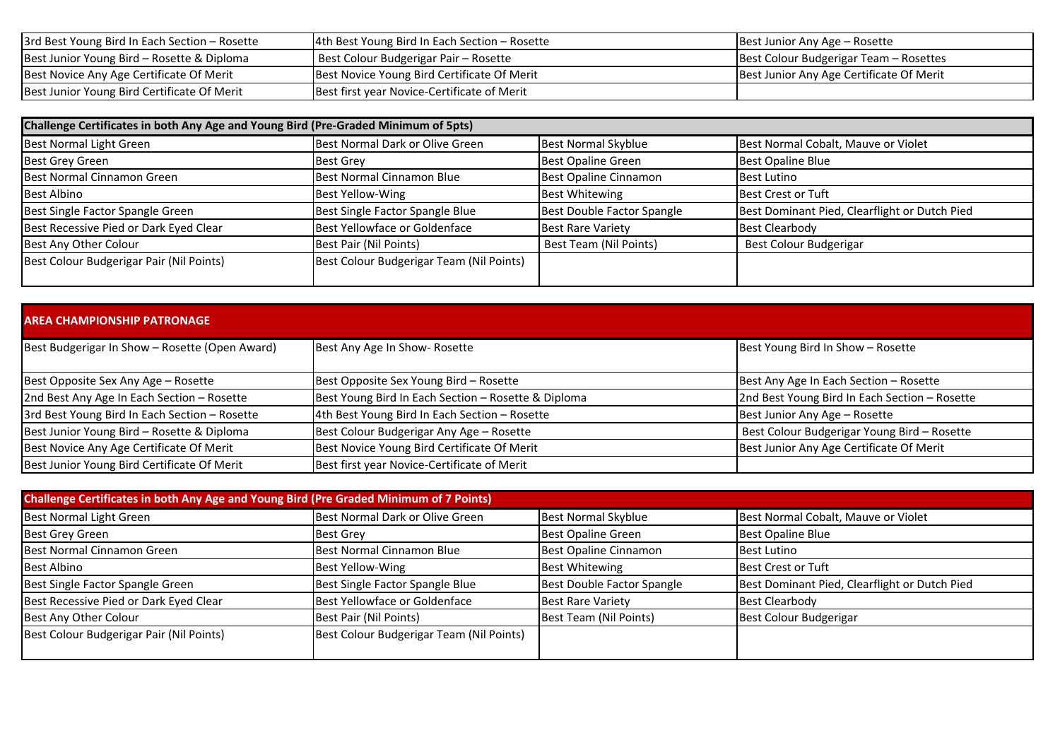| | | |
|---|---|---|
| 3rd Best Young Bird In Each Section – Rosette | 4th Best Young Bird In Each Section – Rosette | Best Junior Any Age – Rosette |
| Best Junior Young Bird – Rosette & Diploma | Best Colour Budgerigar Pair – Rosette | Best Colour Budgerigar Team – Rosettes |
| Best Novice Any Age Certificate Of Merit | Best Novice Young Bird Certificate Of Merit | Best Junior Any Age Certificate Of Merit |
| Best Junior Young Bird Certificate Of Merit | Best first year Novice-Certificate of Merit | |

| Challenge Certificates in both Any Age and Young Bird (Pre-Graded Minimum of 5pts) | | | |
|---|---|---|---|
| Best Normal Light Green | Best Normal Dark or Olive Green | Best Normal Skyblue | Best Normal Cobalt, Mauve or Violet |
| Best Grey Green | Best Grey | Best Opaline Green | Best Opaline Blue |
| Best Normal Cinnamon Green | Best Normal Cinnamon Blue | Best Opaline Cinnamon | Best Lutino |
| Best Albino | Best Yellow-Wing | Best Whitewing | Best Crest or Tuft |
| Best Single Factor Spangle Green | Best Single Factor Spangle Blue | Best Double Factor Spangle | Best Dominant Pied, Clearflight or Dutch Pied |
| Best Recessive Pied or Dark Eyed Clear | Best Yellowface or Goldenface | Best Rare Variety | Best Clearbody |
| Best Any Other Colour | Best Pair (Nil Points) | Best Team (Nil Points) | Best Colour Budgerigar |
| Best Colour Budgerigar Pair (Nil Points) | Best Colour Budgerigar Team (Nil Points) | | |

| AREA CHAMPIONSHIP PATRONAGE | | |
|---|---|---|
| Best Budgerigar In Show – Rosette (Open Award) | Best Any Age In Show- Rosette | Best Young Bird In Show – Rosette |
| Best Opposite Sex Any Age – Rosette | Best Opposite Sex Young Bird – Rosette | Best Any Age In Each Section – Rosette |
| 2nd Best Any Age In Each Section – Rosette | Best Young Bird In Each Section – Rosette & Diploma | 2nd Best Young Bird In Each Section – Rosette |
| 3rd Best Young Bird In Each Section – Rosette | 4th Best Young Bird In Each Section – Rosette | Best Junior Any Age – Rosette |
| Best Junior Young Bird – Rosette & Diploma | Best Colour Budgerigar Any Age – Rosette | Best Colour Budgerigar Young Bird – Rosette |
| Best Novice Any Age Certificate Of Merit | Best Novice Young Bird Certificate Of Merit | Best Junior Any Age Certificate Of Merit |
| Best Junior Young Bird Certificate Of Merit | Best first year Novice-Certificate of Merit | |

| Challenge Certificates in both Any Age and Young Bird (Pre Graded Minimum of 7 Points) | | | |
|---|---|---|---|
| Best Normal Light Green | Best Normal Dark or Olive Green | Best Normal Skyblue | Best Normal Cobalt, Mauve or Violet |
| Best Grey Green | Best Grey | Best Opaline Green | Best Opaline Blue |
| Best Normal Cinnamon Green | Best Normal Cinnamon Blue | Best Opaline Cinnamon | Best Lutino |
| Best Albino | Best Yellow-Wing | Best Whitewing | Best Crest or Tuft |
| Best Single Factor Spangle Green | Best Single Factor Spangle Blue | Best Double Factor Spangle | Best Dominant Pied, Clearflight or Dutch Pied |
| Best Recessive Pied or Dark Eyed Clear | Best Yellowface or Goldenface | Best Rare Variety | Best Clearbody |
| Best Any Other Colour | Best Pair (Nil Points) | Best Team (Nil Points) | Best Colour Budgerigar |
| Best Colour Budgerigar Pair (Nil Points) | Best Colour Budgerigar Team (Nil Points) | | |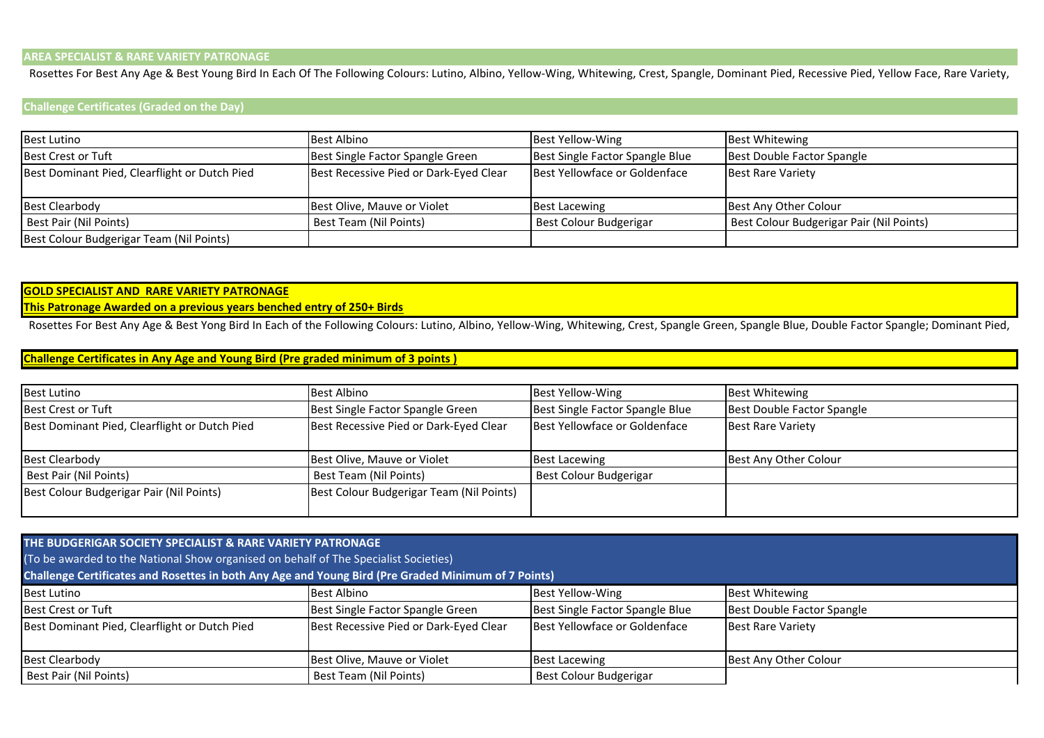## AREA SPECIALIST & RARE VARIETY PATRONAGE

Rosettes For Best Any Age & Best Young Bird In Each Of The Following Colours: Lutino, Albino, Yellow-Wing, Whitewing, Crest, Spangle, Dominant Pied, Recessive Pied, Yellow Face, Rare Variety,

### Challenge Certificates (Graded on the Day)

| | | | |
|---|---|---|---|
| Best Lutino | Best Albino | Best Yellow-Wing | Best Whitewing |
| Best Crest or Tuft | Best Single Factor Spangle Green | Best Single Factor Spangle Blue | Best Double Factor Spangle |
| Best Dominant Pied, Clearflight or Dutch Pied | Best Recessive Pied or Dark-Eyed Clear | Best Yellowface or Goldenface | Best Rare Variety |
| Best Clearbody | Best Olive, Mauve or Violet | Best Lacewing | Best Any Other Colour |
| Best Pair (Nil Points) | Best Team (Nil Points) | Best Colour Budgerigar | Best Colour Budgerigar Pair (Nil Points) |
| Best Colour Budgerigar Team (Nil Points) | | | |

## GOLD SPECIALIST AND RARE VARIETY PATRONAGE

**This Patronage Awarded on a previous years benched entry of 250+ Birds**

Rosettes For Best Any Age & Best Yong Bird In Each of the Following Colours: Lutino, Albino, Yellow-Wing, Whitewing, Crest, Spangle Green, Spangle Blue, Double Factor Spangle; Dominant Pied,

### Challenge Certificates in Any Age and Young Bird (Pre graded minimum of 3 points )

| | | | |
|---|---|---|---|
| Best Lutino | Best Albino | Best Yellow-Wing | Best Whitewing |
| Best Crest or Tuft | Best Single Factor Spangle Green | Best Single Factor Spangle Blue | Best Double Factor Spangle |
| Best Dominant Pied, Clearflight or Dutch Pied | Best Recessive Pied or Dark-Eyed Clear | Best Yellowface or Goldenface | Best Rare Variety |
| Best Clearbody | Best Olive, Mauve or Violet | Best Lacewing | Best Any Other Colour |
| Best Pair (Nil Points) | Best Team (Nil Points) | Best Colour Budgerigar | |
| Best Colour Budgerigar Pair (Nil Points) | Best Colour Budgerigar Team (Nil Points) | | |

## THE BUDGERIGAR SOCIETY SPECIALIST & RARE VARIETY PATRONAGE

(To be awarded to the National Show organised on behalf of The Specialist Societies)

**Challenge Certificates and Rosettes in both Any Age and Young Bird (Pre Graded Minimum of 7 Points)**

| | | | |
|---|---|---|---|
| Best Lutino | Best Albino | Best Yellow-Wing | Best Whitewing |
| Best Crest or Tuft | Best Single Factor Spangle Green | Best Single Factor Spangle Blue | Best Double Factor Spangle |
| Best Dominant Pied, Clearflight or Dutch Pied | Best Recessive Pied or Dark-Eyed Clear | Best Yellowface or Goldenface | Best Rare Variety |
| Best Clearbody | Best Olive, Mauve or Violet | Best Lacewing | Best Any Other Colour |
| Best Pair (Nil Points) | Best Team (Nil Points) | Best Colour Budgerigar | |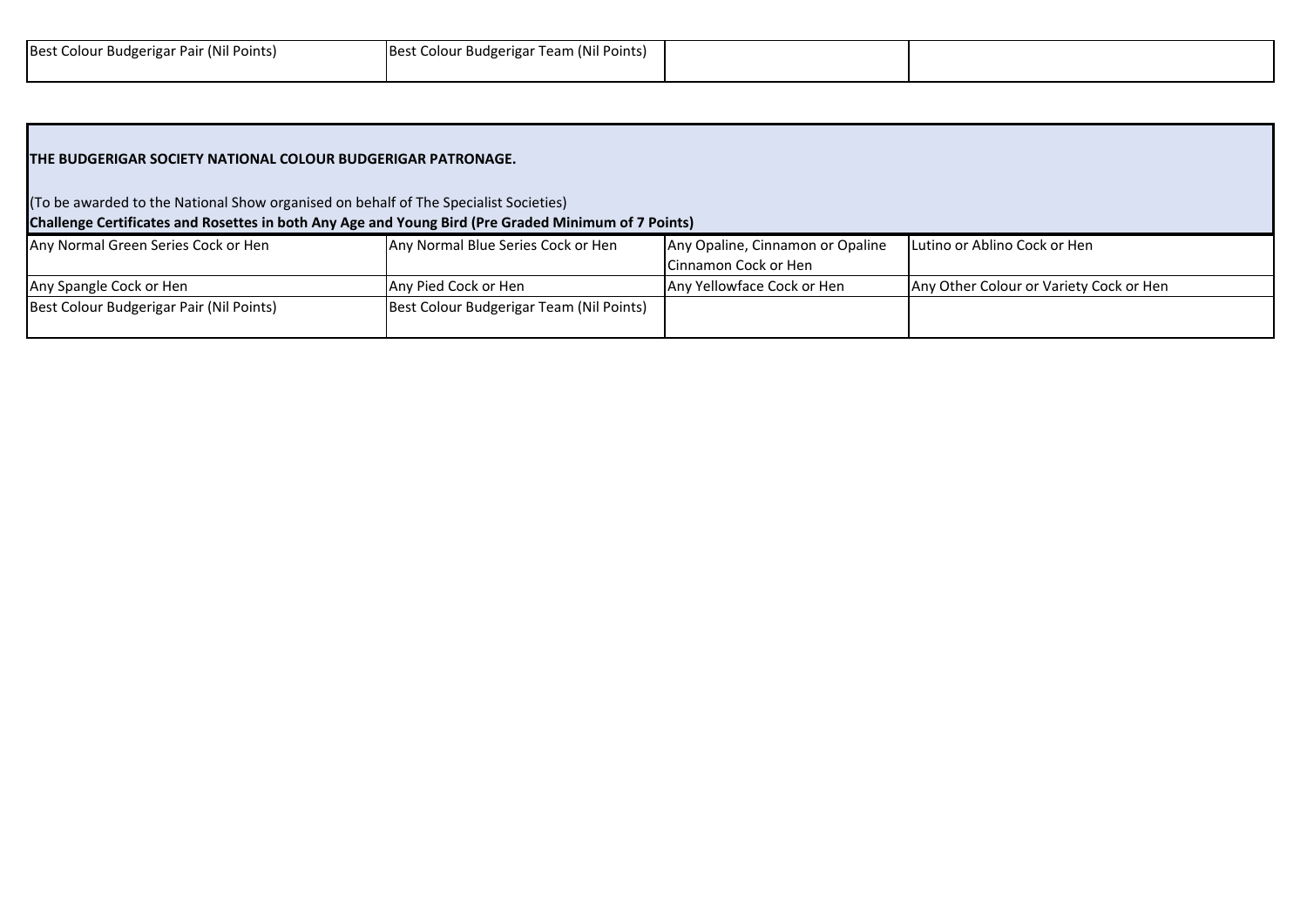| | | | |
|---|---|---|---|
| Best Colour Budgerigar Pair (Nil Points) | Best Colour Budgerigar Team (Nil Points) | | |

**THE BUDGERIGAR SOCIETY NATIONAL COLOUR BUDGERIGAR PATRONAGE.**

(To be awarded to the National Show organised on behalf of The Specialist Societies)

**Challenge Certificates and Rosettes in both Any Age and Young Bird (Pre Graded Minimum of 7 Points)**

| | | | |
|---|---|---|---|
| Any Normal Green Series Cock or Hen | Any Normal Blue Series Cock or Hen | Any Opaline, Cinnamon or Opaline Cinnamon Cock or Hen | Lutino or Ablino Cock or Hen |
| Any Spangle Cock or Hen | Any Pied Cock or Hen | Any Yellowface Cock or Hen | Any Other Colour or Variety Cock or Hen |
| Best Colour Budgerigar Pair (Nil Points) | Best Colour Budgerigar Team (Nil Points) | | |